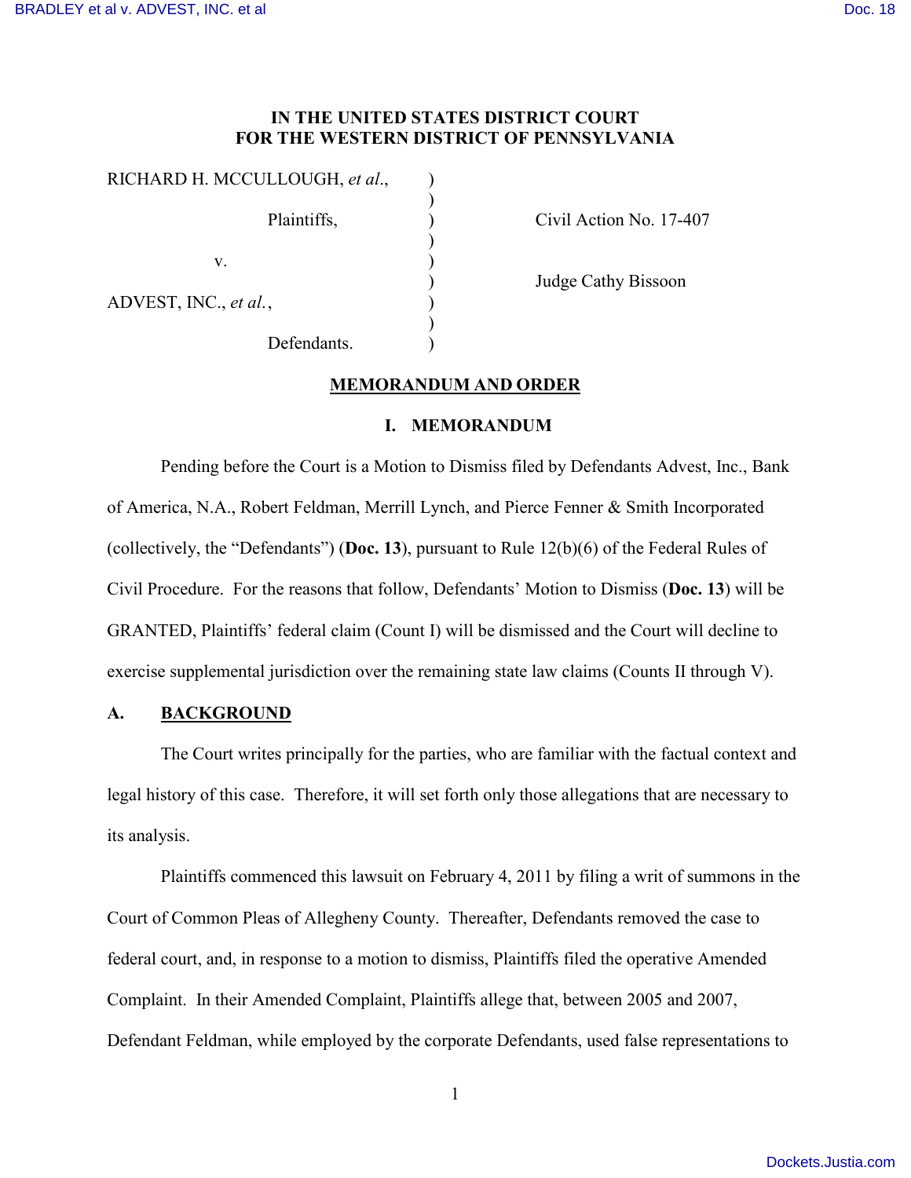# IN THE UNITED STATES DISTRICT COURT FOR THE WESTERN DISTRICT OF PENNSYLVANIA

| | | |
|---|---|---|
| RICHARD H. MCCULLOUGH, *et al.*, | ) | |
| Plaintiffs, | ) | Civil Action No. 17-407 |
| v. | ) | |
| | ) | Judge Cathy Bissoon |
| ADVEST, INC., *et al.*, | ) | |
| Defendants. | ) | |

## MEMORANDUM AND ORDER

### I. MEMORANDUM

Pending before the Court is a Motion to Dismiss filed by Defendants Advest, Inc., Bank of America, N.A., Robert Feldman, Merrill Lynch, and Pierce Fenner & Smith Incorporated (collectively, the "Defendants") (**Doc. 13**), pursuant to Rule 12(b)(6) of the Federal Rules of Civil Procedure. For the reasons that follow, Defendants' Motion to Dismiss (**Doc. 13**) will be GRANTED, Plaintiffs' federal claim (Count I) will be dismissed and the Court will decline to exercise supplemental jurisdiction over the remaining state law claims (Counts II through V).

### A. BACKGROUND

The Court writes principally for the parties, who are familiar with the factual context and legal history of this case. Therefore, it will set forth only those allegations that are necessary to its analysis.

Plaintiffs commenced this lawsuit on February 4, 2011 by filing a writ of summons in the Court of Common Pleas of Allegheny County. Thereafter, Defendants removed the case to federal court, and, in response to a motion to dismiss, Plaintiffs filed the operative Amended Complaint. In their Amended Complaint, Plaintiffs allege that, between 2005 and 2007, Defendant Feldman, while employed by the corporate Defendants, used false representations to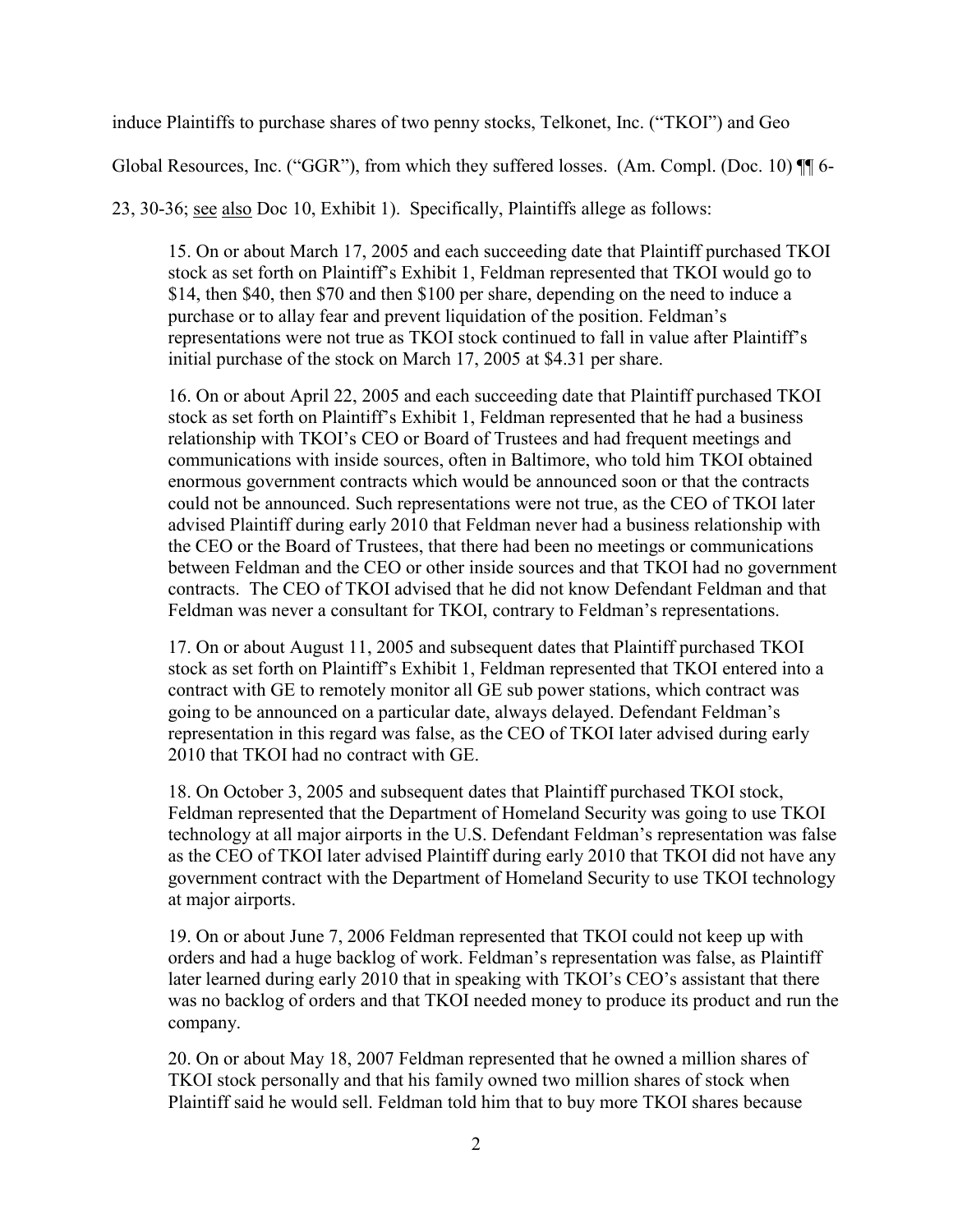induce Plaintiffs to purchase shares of two penny stocks, Telkonet, Inc. ("TKOI") and Geo Global Resources, Inc. ("GGR"), from which they suffered losses. (Am. Compl. (Doc. 10) ¶¶ 6-23, 30-36; see also Doc 10, Exhibit 1). Specifically, Plaintiffs allege as follows:

> 15. On or about March 17, 2005 and each succeeding date that Plaintiff purchased TKOI stock as set forth on Plaintiff's Exhibit 1, Feldman represented that TKOI would go to \$14, then \$40, then \$70 and then \$100 per share, depending on the need to induce a purchase or to allay fear and prevent liquidation of the position. Feldman's representations were not true as TKOI stock continued to fall in value after Plaintiff's initial purchase of the stock on March 17, 2005 at \$4.31 per share.
>
> 16. On or about April 22, 2005 and each succeeding date that Plaintiff purchased TKOI stock as set forth on Plaintiff's Exhibit 1, Feldman represented that he had a business relationship with TKOI's CEO or Board of Trustees and had frequent meetings and communications with inside sources, often in Baltimore, who told him TKOI obtained enormous government contracts which would be announced soon or that the contracts could not be announced. Such representations were not true, as the CEO of TKOI later advised Plaintiff during early 2010 that Feldman never had a business relationship with the CEO or the Board of Trustees, that there had been no meetings or communications between Feldman and the CEO or other inside sources and that TKOI had no government contracts. The CEO of TKOI advised that he did not know Defendant Feldman and that Feldman was never a consultant for TKOI, contrary to Feldman's representations.
>
> 17. On or about August 11, 2005 and subsequent dates that Plaintiff purchased TKOI stock as set forth on Plaintiff's Exhibit 1, Feldman represented that TKOI entered into a contract with GE to remotely monitor all GE sub power stations, which contract was going to be announced on a particular date, always delayed. Defendant Feldman's representation in this regard was false, as the CEO of TKOI later advised during early 2010 that TKOI had no contract with GE.
>
> 18. On October 3, 2005 and subsequent dates that Plaintiff purchased TKOI stock, Feldman represented that the Department of Homeland Security was going to use TKOI technology at all major airports in the U.S. Defendant Feldman's representation was false as the CEO of TKOI later advised Plaintiff during early 2010 that TKOI did not have any government contract with the Department of Homeland Security to use TKOI technology at major airports.
>
> 19. On or about June 7, 2006 Feldman represented that TKOI could not keep up with orders and had a huge backlog of work. Feldman's representation was false, as Plaintiff later learned during early 2010 that in speaking with TKOI's CEO's assistant that there was no backlog of orders and that TKOI needed money to produce its product and run the company.
>
> 20. On or about May 18, 2007 Feldman represented that he owned a million shares of TKOI stock personally and that his family owned two million shares of stock when Plaintiff said he would sell. Feldman told him that to buy more TKOI shares because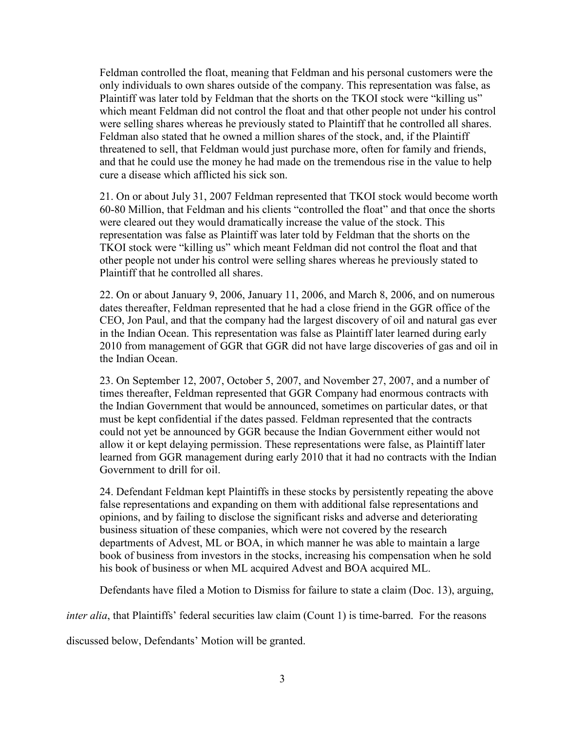Feldman controlled the float, meaning that Feldman and his personal customers were the only individuals to own shares outside of the company. This representation was false, as Plaintiff was later told by Feldman that the shorts on the TKOI stock were "killing us" which meant Feldman did not control the float and that other people not under his control were selling shares whereas he previously stated to Plaintiff that he controlled all shares. Feldman also stated that he owned a million shares of the stock, and, if the Plaintiff threatened to sell, that Feldman would just purchase more, often for family and friends, and that he could use the money he had made on the tremendous rise in the value to help cure a disease which afflicted his sick son.

> 21. On or about July 31, 2007 Feldman represented that TKOI stock would become worth 60-80 Million, that Feldman and his clients "controlled the float" and that once the shorts were cleared out they would dramatically increase the value of the stock. This representation was false as Plaintiff was later told by Feldman that the shorts on the TKOI stock were "killing us" which meant Feldman did not control the float and that other people not under his control were selling shares whereas he previously stated to Plaintiff that he controlled all shares.
>
> 22. On or about January 9, 2006, January 11, 2006, and March 8, 2006, and on numerous dates thereafter, Feldman represented that he had a close friend in the GGR office of the CEO, Jon Paul, and that the company had the largest discovery of oil and natural gas ever in the Indian Ocean. This representation was false as Plaintiff later learned during early 2010 from management of GGR that GGR did not have large discoveries of gas and oil in the Indian Ocean.
>
> 23. On September 12, 2007, October 5, 2007, and November 27, 2007, and a number of times thereafter, Feldman represented that GGR Company had enormous contracts with the Indian Government that would be announced, sometimes on particular dates, or that must be kept confidential if the dates passed. Feldman represented that the contracts could not yet be announced by GGR because the Indian Government either would not allow it or kept delaying permission. These representations were false, as Plaintiff later learned from GGR management during early 2010 that it had no contracts with the Indian Government to drill for oil.
>
> 24. Defendant Feldman kept Plaintiffs in these stocks by persistently repeating the above false representations and expanding on them with additional false representations and opinions, and by failing to disclose the significant risks and adverse and deteriorating business situation of these companies, which were not covered by the research departments of Advest, ML or BOA, in which manner he was able to maintain a large book of business from investors in the stocks, increasing his compensation when he sold his book of business or when ML acquired Advest and BOA acquired ML.

Defendants have filed a Motion to Dismiss for failure to state a claim (Doc. 13), arguing, *inter alia*, that Plaintiffs' federal securities law claim (Count 1) is time-barred. For the reasons discussed below, Defendants' Motion will be granted.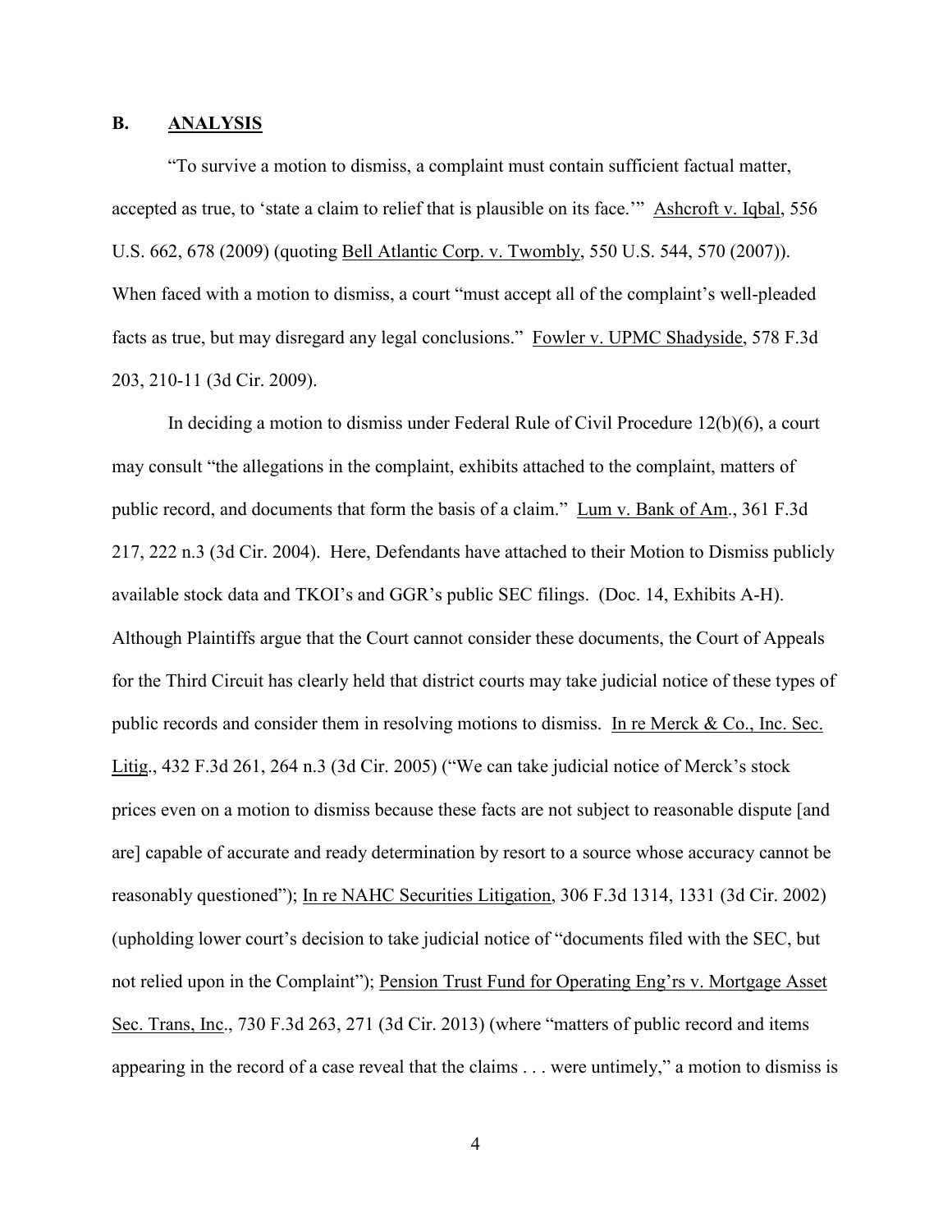## B. ANALYSIS

"To survive a motion to dismiss, a complaint must contain sufficient factual matter, accepted as true, to 'state a claim to relief that is plausible on its face.'" Ashcroft v. Iqbal, 556 U.S. 662, 678 (2009) (quoting Bell Atlantic Corp. v. Twombly, 550 U.S. 544, 570 (2007)). When faced with a motion to dismiss, a court "must accept all of the complaint's well-pleaded facts as true, but may disregard any legal conclusions." Fowler v. UPMC Shadyside, 578 F.3d 203, 210-11 (3d Cir. 2009).

In deciding a motion to dismiss under Federal Rule of Civil Procedure 12(b)(6), a court may consult "the allegations in the complaint, exhibits attached to the complaint, matters of public record, and documents that form the basis of a claim." Lum v. Bank of Am., 361 F.3d 217, 222 n.3 (3d Cir. 2004). Here, Defendants have attached to their Motion to Dismiss publicly available stock data and TKOI's and GGR's public SEC filings. (Doc. 14, Exhibits A-H). Although Plaintiffs argue that the Court cannot consider these documents, the Court of Appeals for the Third Circuit has clearly held that district courts may take judicial notice of these types of public records and consider them in resolving motions to dismiss. In re Merck & Co., Inc. Sec. Litig., 432 F.3d 261, 264 n.3 (3d Cir. 2005) ("We can take judicial notice of Merck's stock prices even on a motion to dismiss because these facts are not subject to reasonable dispute [and are] capable of accurate and ready determination by resort to a source whose accuracy cannot be reasonably questioned"); In re NAHC Securities Litigation, 306 F.3d 1314, 1331 (3d Cir. 2002) (upholding lower court's decision to take judicial notice of "documents filed with the SEC, but not relied upon in the Complaint"); Pension Trust Fund for Operating Eng'rs v. Mortgage Asset Sec. Trans, Inc., 730 F.3d 263, 271 (3d Cir. 2013) (where "matters of public record and items appearing in the record of a case reveal that the claims . . . were untimely," a motion to dismiss is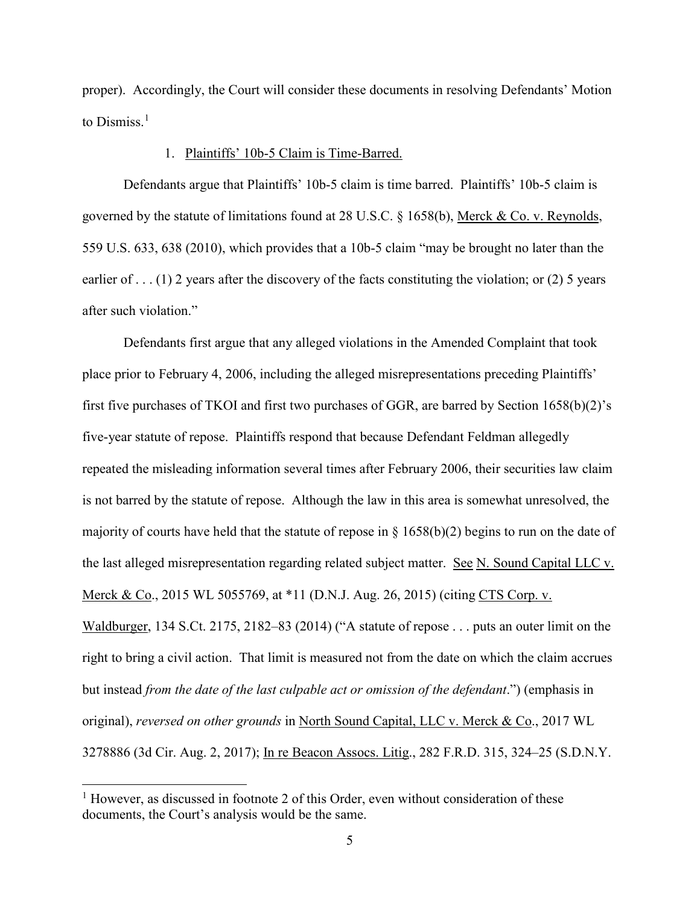proper). Accordingly, the Court will consider these documents in resolving Defendants' Motion to Dismiss.[1]

1. Plaintiffs' 10b-5 Claim is Time-Barred.

Defendants argue that Plaintiffs' 10b-5 claim is time barred. Plaintiffs' 10b-5 claim is governed by the statute of limitations found at 28 U.S.C. § 1658(b), Merck & Co. v. Reynolds, 559 U.S. 633, 638 (2010), which provides that a 10b-5 claim "may be brought no later than the earlier of . . . (1) 2 years after the discovery of the facts constituting the violation; or (2) 5 years after such violation."

Defendants first argue that any alleged violations in the Amended Complaint that took place prior to February 4, 2006, including the alleged misrepresentations preceding Plaintiffs' first five purchases of TKOI and first two purchases of GGR, are barred by Section 1658(b)(2)'s five-year statute of repose. Plaintiffs respond that because Defendant Feldman allegedly repeated the misleading information several times after February 2006, their securities law claim is not barred by the statute of repose. Although the law in this area is somewhat unresolved, the majority of courts have held that the statute of repose in § 1658(b)(2) begins to run on the date of the last alleged misrepresentation regarding related subject matter. See N. Sound Capital LLC v. Merck & Co., 2015 WL 5055769, at *11 (D.N.J. Aug. 26, 2015) (citing CTS Corp. v. Waldburger, 134 S.Ct. 2175, 2182–83 (2014) ("A statute of repose . . . puts an outer limit on the right to bring a civil action. That limit is measured not from the date on which the claim accrues but instead *from the date of the last culpable act or omission of the defendant*.") (emphasis in original), *reversed on other grounds* in North Sound Capital, LLC v. Merck & Co., 2017 WL 3278886 (3d Cir. Aug. 2, 2017); In re Beacon Assocs. Litig., 282 F.R.D. 315, 324–25 (S.D.N.Y.

---

[1] However, as discussed in footnote 2 of this Order, even without consideration of these documents, the Court's analysis would be the same.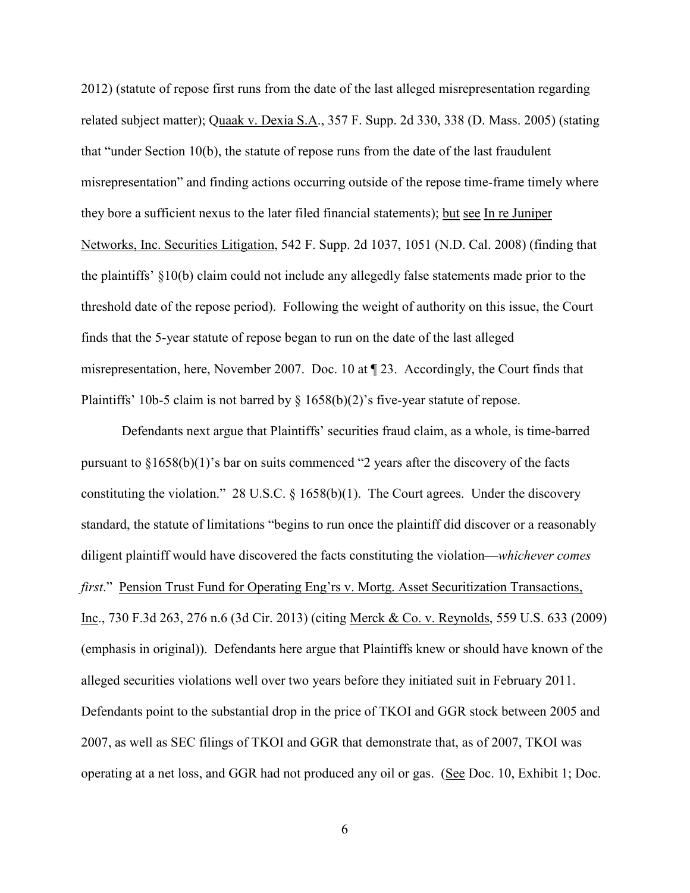2012) (statute of repose first runs from the date of the last alleged misrepresentation regarding related subject matter); Quaak v. Dexia S.A., 357 F. Supp. 2d 330, 338 (D. Mass. 2005) (stating that "under Section 10(b), the statute of repose runs from the date of the last fraudulent misrepresentation" and finding actions occurring outside of the repose time-frame timely where they bore a sufficient nexus to the later filed financial statements); but see In re Juniper Networks, Inc. Securities Litigation, 542 F. Supp. 2d 1037, 1051 (N.D. Cal. 2008) (finding that the plaintiffs' §10(b) claim could not include any allegedly false statements made prior to the threshold date of the repose period). Following the weight of authority on this issue, the Court finds that the 5-year statute of repose began to run on the date of the last alleged misrepresentation, here, November 2007. Doc. 10 at ¶ 23. Accordingly, the Court finds that Plaintiffs' 10b-5 claim is not barred by § 1658(b)(2)'s five-year statute of repose.

Defendants next argue that Plaintiffs' securities fraud claim, as a whole, is time-barred pursuant to §1658(b)(1)'s bar on suits commenced "2 years after the discovery of the facts constituting the violation." 28 U.S.C. § 1658(b)(1). The Court agrees. Under the discovery standard, the statute of limitations "begins to run once the plaintiff did discover or a reasonably diligent plaintiff would have discovered the facts constituting the violation—*whichever comes first*." Pension Trust Fund for Operating Eng'rs v. Mortg. Asset Securitization Transactions, Inc., 730 F.3d 263, 276 n.6 (3d Cir. 2013) (citing Merck & Co. v. Reynolds, 559 U.S. 633 (2009) (emphasis in original)). Defendants here argue that Plaintiffs knew or should have known of the alleged securities violations well over two years before they initiated suit in February 2011. Defendants point to the substantial drop in the price of TKOI and GGR stock between 2005 and 2007, as well as SEC filings of TKOI and GGR that demonstrate that, as of 2007, TKOI was operating at a net loss, and GGR had not produced any oil or gas. (See Doc. 10, Exhibit 1; Doc.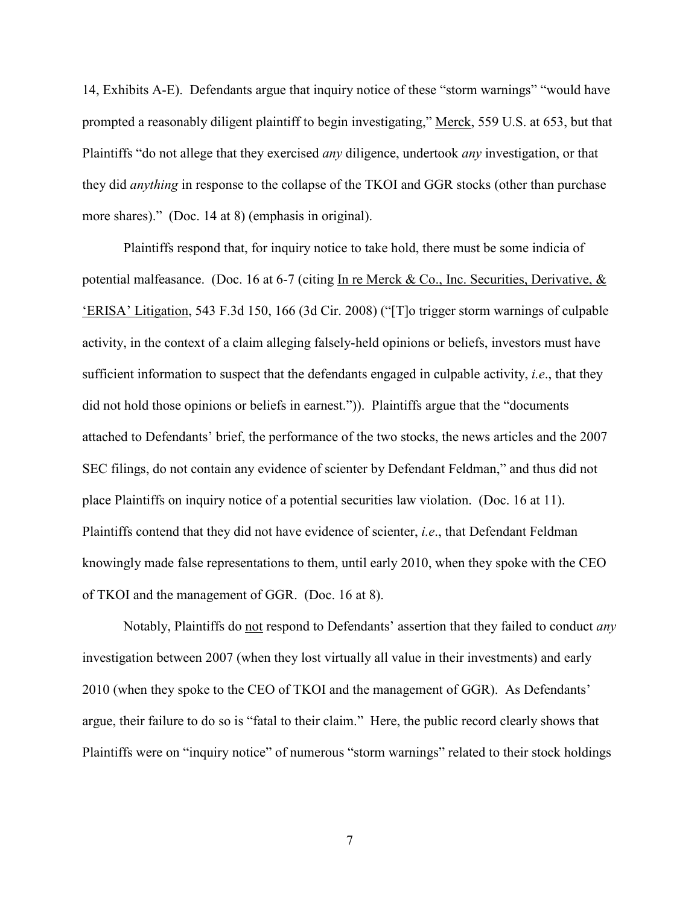14, Exhibits A-E). Defendants argue that inquiry notice of these "storm warnings" "would have prompted a reasonably diligent plaintiff to begin investigating," Merck, 559 U.S. at 653, but that Plaintiffs "do not allege that they exercised *any* diligence, undertook *any* investigation, or that they did *anything* in response to the collapse of the TKOI and GGR stocks (other than purchase more shares)." (Doc. 14 at 8) (emphasis in original).

Plaintiffs respond that, for inquiry notice to take hold, there must be some indicia of potential malfeasance. (Doc. 16 at 6-7 (citing In re Merck & Co., Inc. Securities, Derivative, & 'ERISA' Litigation, 543 F.3d 150, 166 (3d Cir. 2008) ("[T]o trigger storm warnings of culpable activity, in the context of a claim alleging falsely-held opinions or beliefs, investors must have sufficient information to suspect that the defendants engaged in culpable activity, *i.e*., that they did not hold those opinions or beliefs in earnest.")). Plaintiffs argue that the "documents attached to Defendants' brief, the performance of the two stocks, the news articles and the 2007 SEC filings, do not contain any evidence of scienter by Defendant Feldman," and thus did not place Plaintiffs on inquiry notice of a potential securities law violation. (Doc. 16 at 11). Plaintiffs contend that they did not have evidence of scienter, *i.e*., that Defendant Feldman knowingly made false representations to them, until early 2010, when they spoke with the CEO of TKOI and the management of GGR. (Doc. 16 at 8).

Notably, Plaintiffs do not respond to Defendants' assertion that they failed to conduct *any* investigation between 2007 (when they lost virtually all value in their investments) and early 2010 (when they spoke to the CEO of TKOI and the management of GGR). As Defendants' argue, their failure to do so is "fatal to their claim." Here, the public record clearly shows that Plaintiffs were on "inquiry notice" of numerous "storm warnings" related to their stock holdings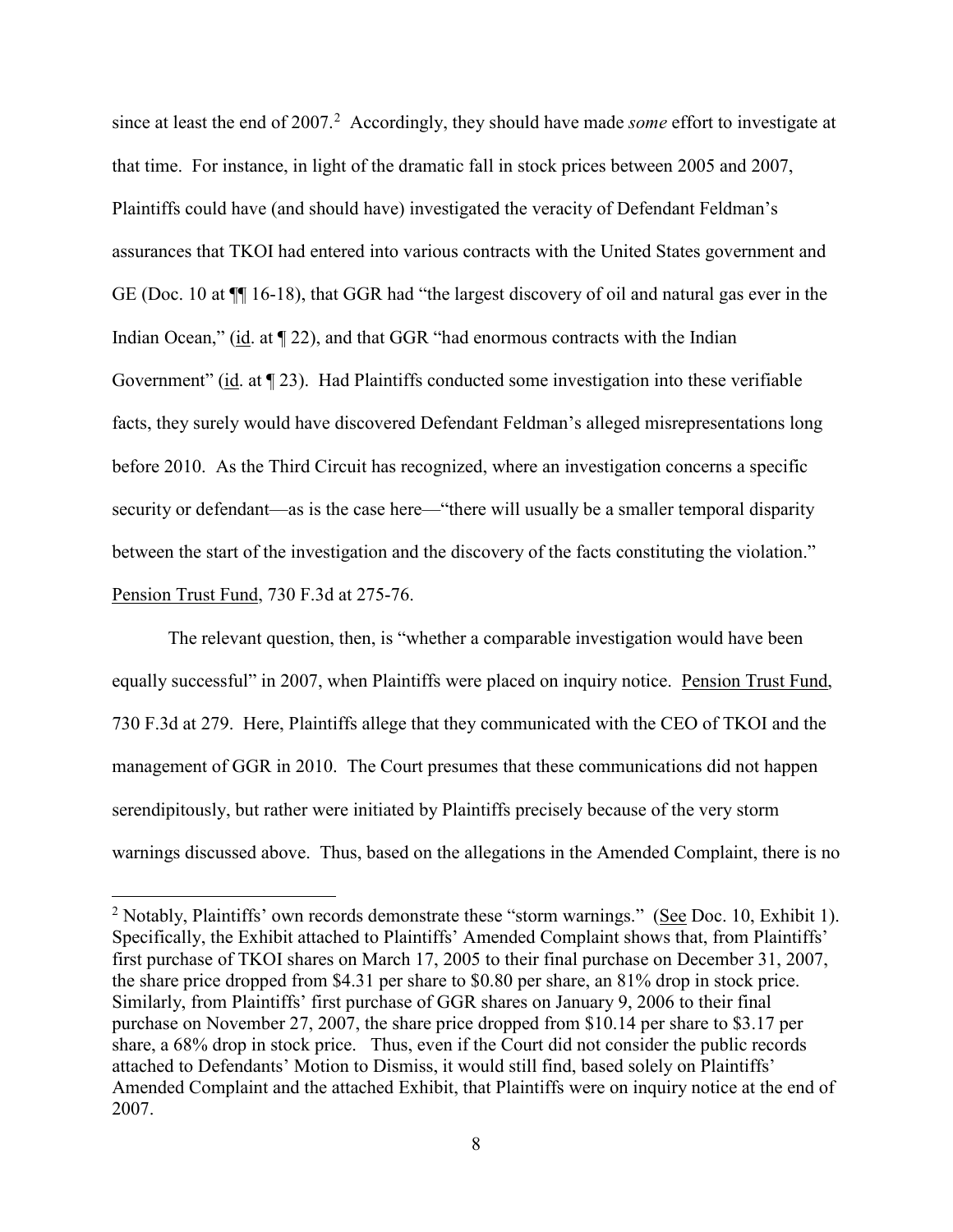since at least the end of 2007.[2] Accordingly, they should have made *some* effort to investigate at that time. For instance, in light of the dramatic fall in stock prices between 2005 and 2007, Plaintiffs could have (and should have) investigated the veracity of Defendant Feldman's assurances that TKOI had entered into various contracts with the United States government and GE (Doc. 10 at ¶¶ 16-18), that GGR had "the largest discovery of oil and natural gas ever in the Indian Ocean," (id. at ¶ 22), and that GGR "had enormous contracts with the Indian Government" (id. at ¶ 23). Had Plaintiffs conducted some investigation into these verifiable facts, they surely would have discovered Defendant Feldman's alleged misrepresentations long before 2010. As the Third Circuit has recognized, where an investigation concerns a specific security or defendant—as is the case here—"there will usually be a smaller temporal disparity between the start of the investigation and the discovery of the facts constituting the violation." Pension Trust Fund, 730 F.3d at 275-76.

The relevant question, then, is "whether a comparable investigation would have been equally successful" in 2007, when Plaintiffs were placed on inquiry notice. Pension Trust Fund, 730 F.3d at 279. Here, Plaintiffs allege that they communicated with the CEO of TKOI and the management of GGR in 2010. The Court presumes that these communications did not happen serendipitously, but rather were initiated by Plaintiffs precisely because of the very storm warnings discussed above. Thus, based on the allegations in the Amended Complaint, there is no

---

[2] Notably, Plaintiffs' own records demonstrate these "storm warnings." (See Doc. 10, Exhibit 1). Specifically, the Exhibit attached to Plaintiffs' Amended Complaint shows that, from Plaintiffs' first purchase of TKOI shares on March 17, 2005 to their final purchase on December 31, 2007, the share price dropped from \$4.31 per share to \$0.80 per share, an 81% drop in stock price. Similarly, from Plaintiffs' first purchase of GGR shares on January 9, 2006 to their final purchase on November 27, 2007, the share price dropped from \$10.14 per share to \$3.17 per share, a 68% drop in stock price. Thus, even if the Court did not consider the public records attached to Defendants' Motion to Dismiss, it would still find, based solely on Plaintiffs' Amended Complaint and the attached Exhibit, that Plaintiffs were on inquiry notice at the end of 2007.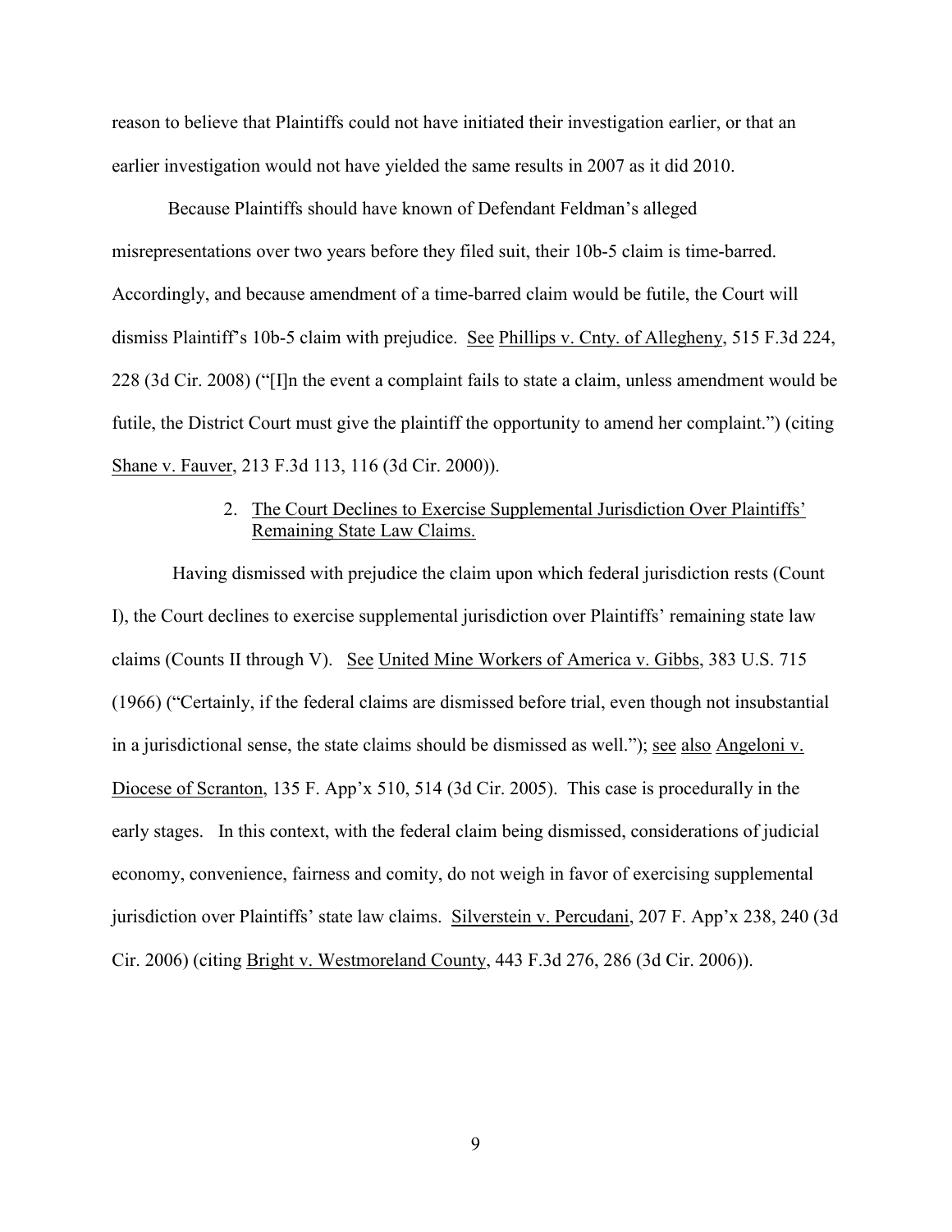reason to believe that Plaintiffs could not have initiated their investigation earlier, or that an earlier investigation would not have yielded the same results in 2007 as it did 2010.

Because Plaintiffs should have known of Defendant Feldman's alleged misrepresentations over two years before they filed suit, their 10b-5 claim is time-barred. Accordingly, and because amendment of a time-barred claim would be futile, the Court will dismiss Plaintiff's 10b-5 claim with prejudice. See Phillips v. Cnty. of Allegheny, 515 F.3d 224, 228 (3d Cir. 2008) ("[I]n the event a complaint fails to state a claim, unless amendment would be futile, the District Court must give the plaintiff the opportunity to amend her complaint.") (citing Shane v. Fauver, 213 F.3d 113, 116 (3d Cir. 2000)).

2. The Court Declines to Exercise Supplemental Jurisdiction Over Plaintiffs' Remaining State Law Claims.

Having dismissed with prejudice the claim upon which federal jurisdiction rests (Count I), the Court declines to exercise supplemental jurisdiction over Plaintiffs' remaining state law claims (Counts II through V). See United Mine Workers of America v. Gibbs, 383 U.S. 715 (1966) ("Certainly, if the federal claims are dismissed before trial, even though not insubstantial in a jurisdictional sense, the state claims should be dismissed as well."); see also Angeloni v. Diocese of Scranton, 135 F. App'x 510, 514 (3d Cir. 2005). This case is procedurally in the early stages. In this context, with the federal claim being dismissed, considerations of judicial economy, convenience, fairness and comity, do not weigh in favor of exercising supplemental jurisdiction over Plaintiffs' state law claims. Silverstein v. Percudani, 207 F. App'x 238, 240 (3d Cir. 2006) (citing Bright v. Westmoreland County, 443 F.3d 276, 286 (3d Cir. 2006)).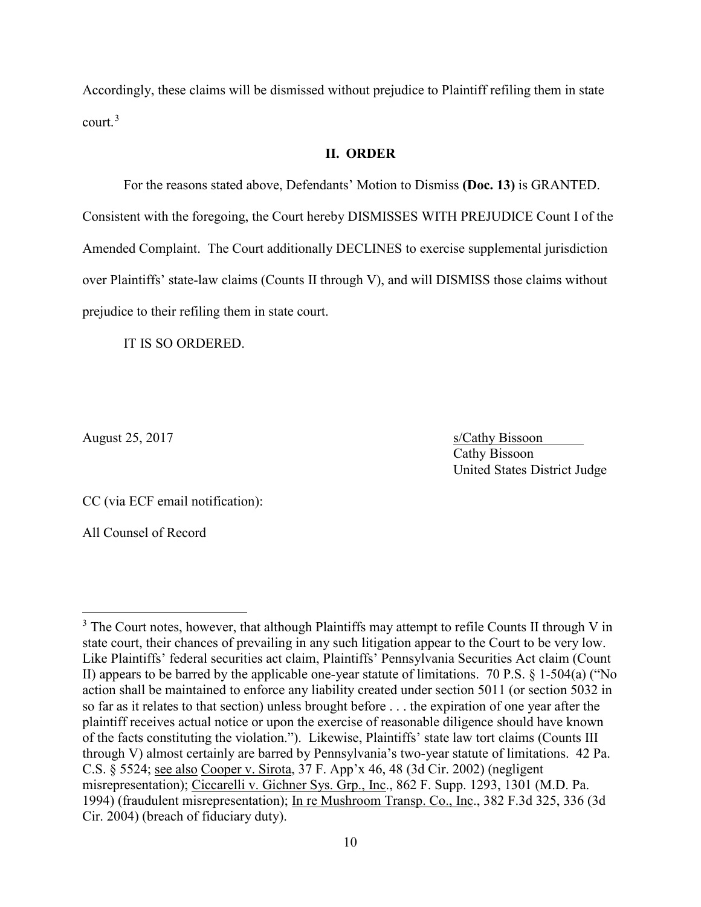Accordingly, these claims will be dismissed without prejudice to Plaintiff refiling them in state court.[3]

## II. ORDER

For the reasons stated above, Defendants' Motion to Dismiss **(Doc. 13)** is GRANTED. Consistent with the foregoing, the Court hereby DISMISSES WITH PREJUDICE Count I of the Amended Complaint. The Court additionally DECLINES to exercise supplemental jurisdiction over Plaintiffs' state-law claims (Counts II through V), and will DISMISS those claims without prejudice to their refiling them in state court.

IT IS SO ORDERED.

August 25, 2017

s/Cathy Bissoon
Cathy Bissoon
United States District Judge

CC (via ECF email notification):

All Counsel of Record

---

[3] The Court notes, however, that although Plaintiffs may attempt to refile Counts II through V in state court, their chances of prevailing in any such litigation appear to the Court to be very low. Like Plaintiffs' federal securities act claim, Plaintiffs' Pennsylvania Securities Act claim (Count II) appears to be barred by the applicable one-year statute of limitations. 70 P.S. § 1-504(a) ("No action shall be maintained to enforce any liability created under section 5011 (or section 5032 in so far as it relates to that section) unless brought before . . . the expiration of one year after the plaintiff receives actual notice or upon the exercise of reasonable diligence should have known of the facts constituting the violation."). Likewise, Plaintiffs' state law tort claims (Counts III through V) almost certainly are barred by Pennsylvania's two-year statute of limitations. 42 Pa. C.S. § 5524; see also Cooper v. Sirota, 37 F. App'x 46, 48 (3d Cir. 2002) (negligent misrepresentation); Ciccarelli v. Gichner Sys. Grp., Inc., 862 F. Supp. 1293, 1301 (M.D. Pa. 1994) (fraudulent misrepresentation); In re Mushroom Transp. Co., Inc., 382 F.3d 325, 336 (3d Cir. 2004) (breach of fiduciary duty).